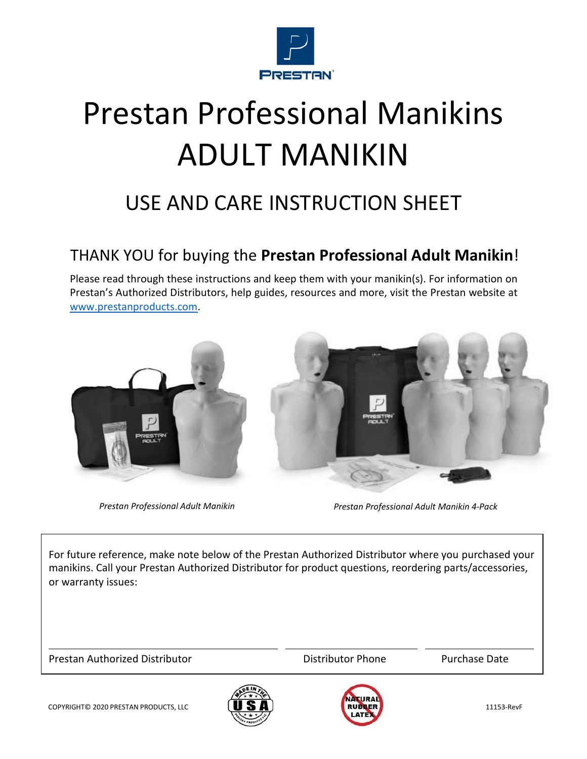# Prestan Professional Manikins ADULT MANIKIN

## USE AND CARE INSTRUCTION SHEET

### THANK YOU for buying the **Prestan Professional Adult Manikin**!

Please read through these instructions and keep them with your manikin(s). For information on Prestan's Authorized Distributors, help guides, resources and more, visit the Prestan website at www.prestanproducts.com.

*Prestan Professional Adult Manikin*

*Prestan Professional Adult Manikin 4-Pack*

For future reference, make note below of the Prestan Authorized Distributor where you purchased your manikins. Call your Prestan Authorized Distributor for product questions, reordering parts/accessories, or warranty issues:

| Prestan Authorized Distributor | Distributor Phone | Purchase Date |
|---|---|---|
| | | |

COPYRIGHT© 2020 PRESTAN PRODUCTS, LLC

11153-RevF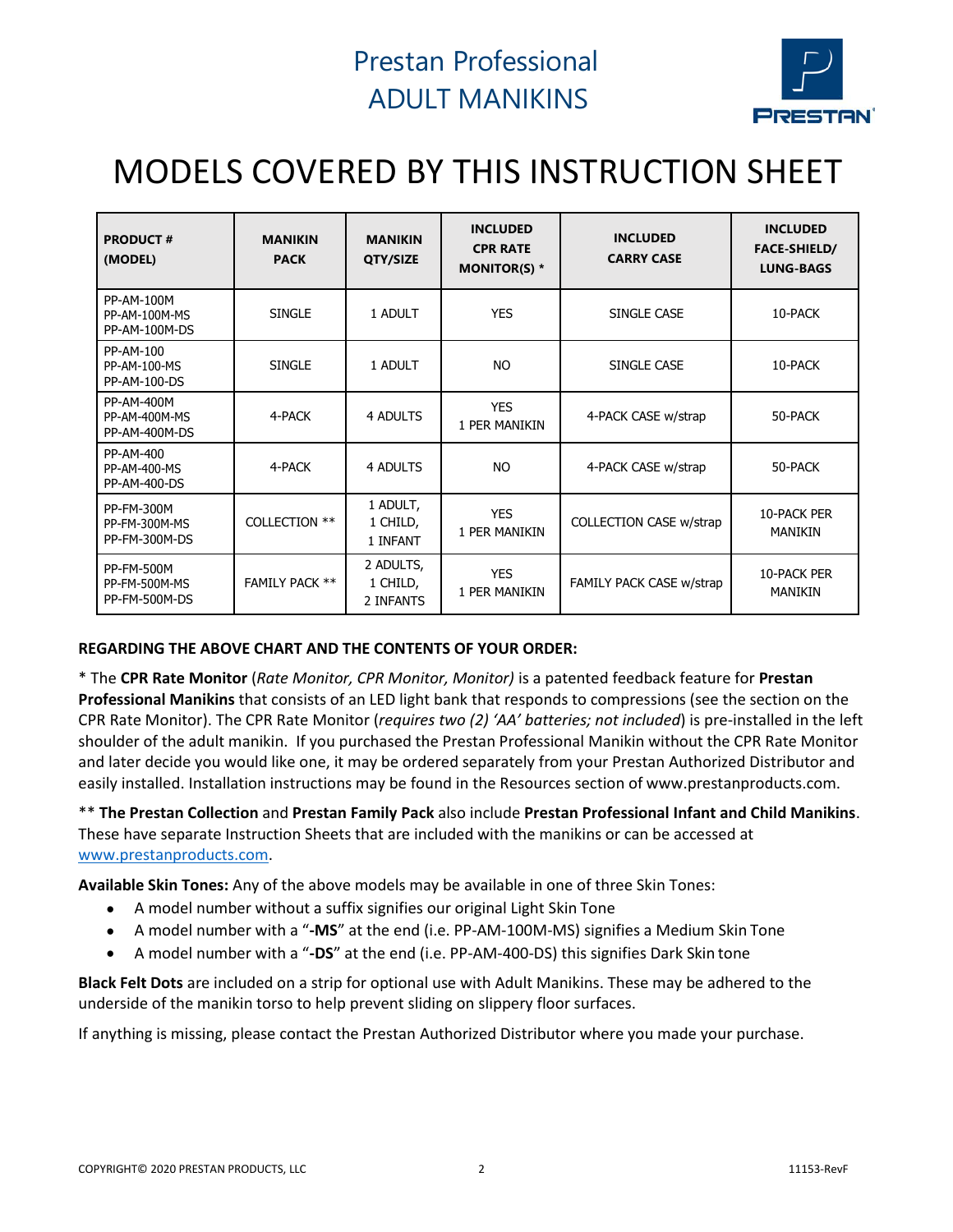# Prestan Professional ADULT MANIKINS

# MODELS COVERED BY THIS INSTRUCTION SHEET

| PRODUCT # (MODEL) | MANIKIN PACK | MANIKIN QTY/SIZE | INCLUDED CPR RATE MONITOR(S) * | INCLUDED CARRY CASE | INCLUDED FACE-SHIELD/ LUNG-BAGS |
|---|---|---|---|---|---|
| PP-AM-100M<br>PP-AM-100M-MS<br>PP-AM-100M-DS | SINGLE | 1 ADULT | YES | SINGLE CASE | 10-PACK |
| PP-AM-100<br>PP-AM-100-MS<br>PP-AM-100-DS | SINGLE | 1 ADULT | NO | SINGLE CASE | 10-PACK |
| PP-AM-400M<br>PP-AM-400M-MS<br>PP-AM-400M-DS | 4-PACK | 4 ADULTS | YES<br>1 PER MANIKIN | 4-PACK CASE w/strap | 50-PACK |
| PP-AM-400<br>PP-AM-400-MS<br>PP-AM-400-DS | 4-PACK | 4 ADULTS | NO | 4-PACK CASE w/strap | 50-PACK |
| PP-FM-300M<br>PP-FM-300M-MS<br>PP-FM-300M-DS | COLLECTION ** | 1 ADULT,<br>1 CHILD,<br>1 INFANT | YES<br>1 PER MANIKIN | COLLECTION CASE w/strap | 10-PACK PER MANIKIN |
| PP-FM-500M<br>PP-FM-500M-MS<br>PP-FM-500M-DS | FAMILY PACK ** | 2 ADULTS,<br>1 CHILD,<br>2 INFANTS | YES<br>1 PER MANIKIN | FAMILY PACK CASE w/strap | 10-PACK PER MANIKIN |

**REGARDING THE ABOVE CHART AND THE CONTENTS OF YOUR ORDER:**

* The **CPR Rate Monitor** (*Rate Monitor, CPR Monitor, Monitor)* is a patented feedback feature for **Prestan Professional Manikins** that consists of an LED light bank that responds to compressions (see the section on the CPR Rate Monitor). The CPR Rate Monitor (*requires two (2) 'AA' batteries; not included*) is pre-installed in the left shoulder of the adult manikin. If you purchased the Prestan Professional Manikin without the CPR Rate Monitor and later decide you would like one, it may be ordered separately from your Prestan Authorized Distributor and easily installed. Installation instructions may be found in the Resources section of www.prestanproducts.com.

** **The Prestan Collection** and **Prestan Family Pack** also include **Prestan Professional Infant and Child Manikins**. These have separate Instruction Sheets that are included with the manikins or can be accessed at www.prestanproducts.com.

**Available Skin Tones:** Any of the above models may be available in one of three Skin Tones:

- A model number without a suffix signifies our original Light Skin Tone
- A model number with a "**-MS**" at the end (i.e. PP-AM-100M-MS) signifies a Medium Skin Tone
- A model number with a "**-DS**" at the end (i.e. PP-AM-400-DS) this signifies Dark Skin tone

**Black Felt Dots** are included on a strip for optional use with Adult Manikins. These may be adhered to the underside of the manikin torso to help prevent sliding on slippery floor surfaces.

If anything is missing, please contact the Prestan Authorized Distributor where you made your purchase.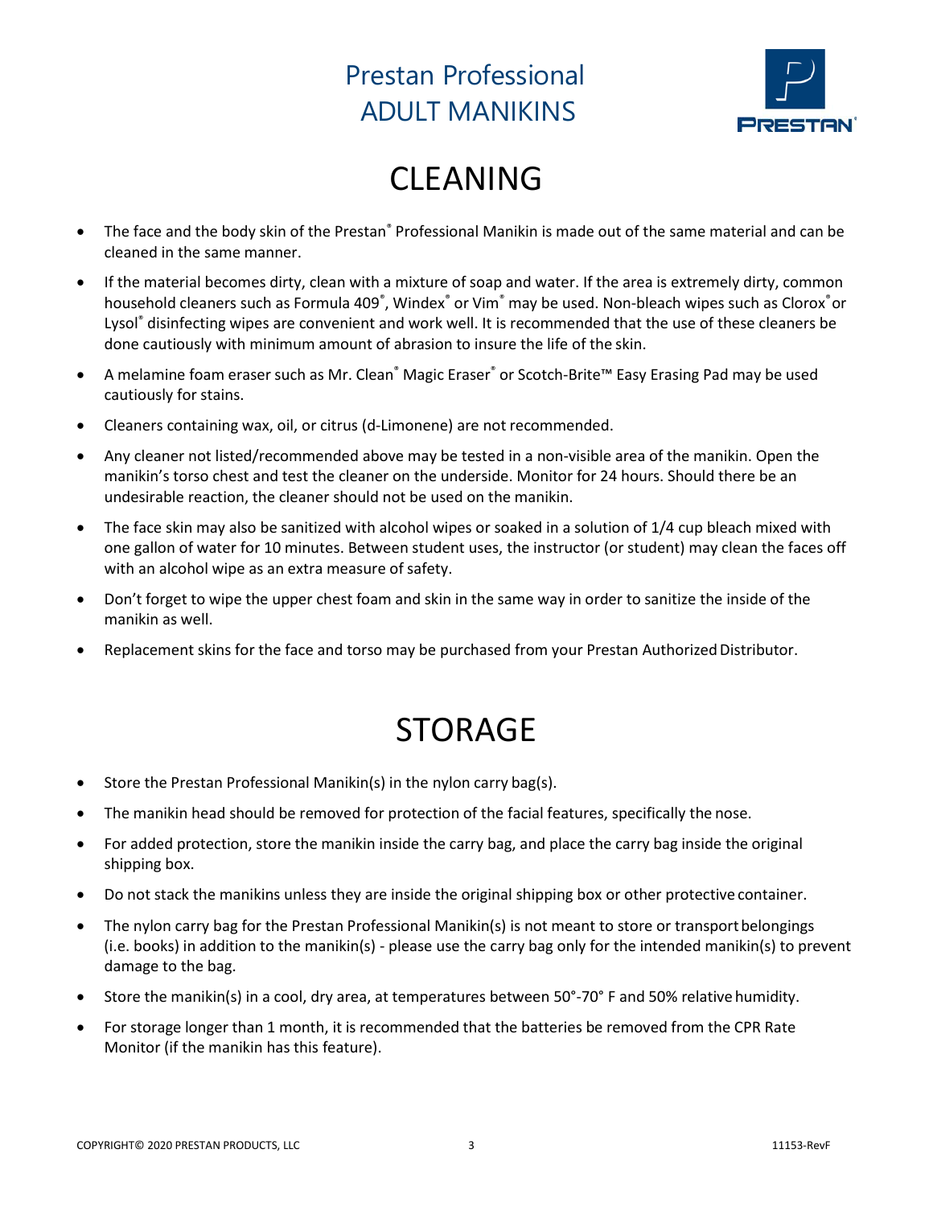# CLEANING

- The face and the body skin of the Prestan® Professional Manikin is made out of the same material and can be cleaned in the same manner.
- If the material becomes dirty, clean with a mixture of soap and water. If the area is extremely dirty, common household cleaners such as Formula 409®, Windex® or Vim® may be used. Non-bleach wipes such as Clorox® or Lysol® disinfecting wipes are convenient and work well. It is recommended that the use of these cleaners be done cautiously with minimum amount of abrasion to insure the life of the skin.
- A melamine foam eraser such as Mr. Clean® Magic Eraser® or Scotch-Brite™ Easy Erasing Pad may be used cautiously for stains.
- Cleaners containing wax, oil, or citrus (d-Limonene) are not recommended.
- Any cleaner not listed/recommended above may be tested in a non-visible area of the manikin. Open the manikin's torso chest and test the cleaner on the underside. Monitor for 24 hours. Should there be an undesirable reaction, the cleaner should not be used on the manikin.
- The face skin may also be sanitized with alcohol wipes or soaked in a solution of 1/4 cup bleach mixed with one gallon of water for 10 minutes. Between student uses, the instructor (or student) may clean the faces off with an alcohol wipe as an extra measure of safety.
- Don't forget to wipe the upper chest foam and skin in the same way in order to sanitize the inside of the manikin as well.
- Replacement skins for the face and torso may be purchased from your Prestan Authorized Distributor.

# STORAGE

- Store the Prestan Professional Manikin(s) in the nylon carry bag(s).
- The manikin head should be removed for protection of the facial features, specifically the nose.
- For added protection, store the manikin inside the carry bag, and place the carry bag inside the original shipping box.
- Do not stack the manikins unless they are inside the original shipping box or other protective container.
- The nylon carry bag for the Prestan Professional Manikin(s) is not meant to store or transport belongings (i.e. books) in addition to the manikin(s) - please use the carry bag only for the intended manikin(s) to prevent damage to the bag.
- Store the manikin(s) in a cool, dry area, at temperatures between 50°-70° F and 50% relative humidity.
- For storage longer than 1 month, it is recommended that the batteries be removed from the CPR Rate Monitor (if the manikin has this feature).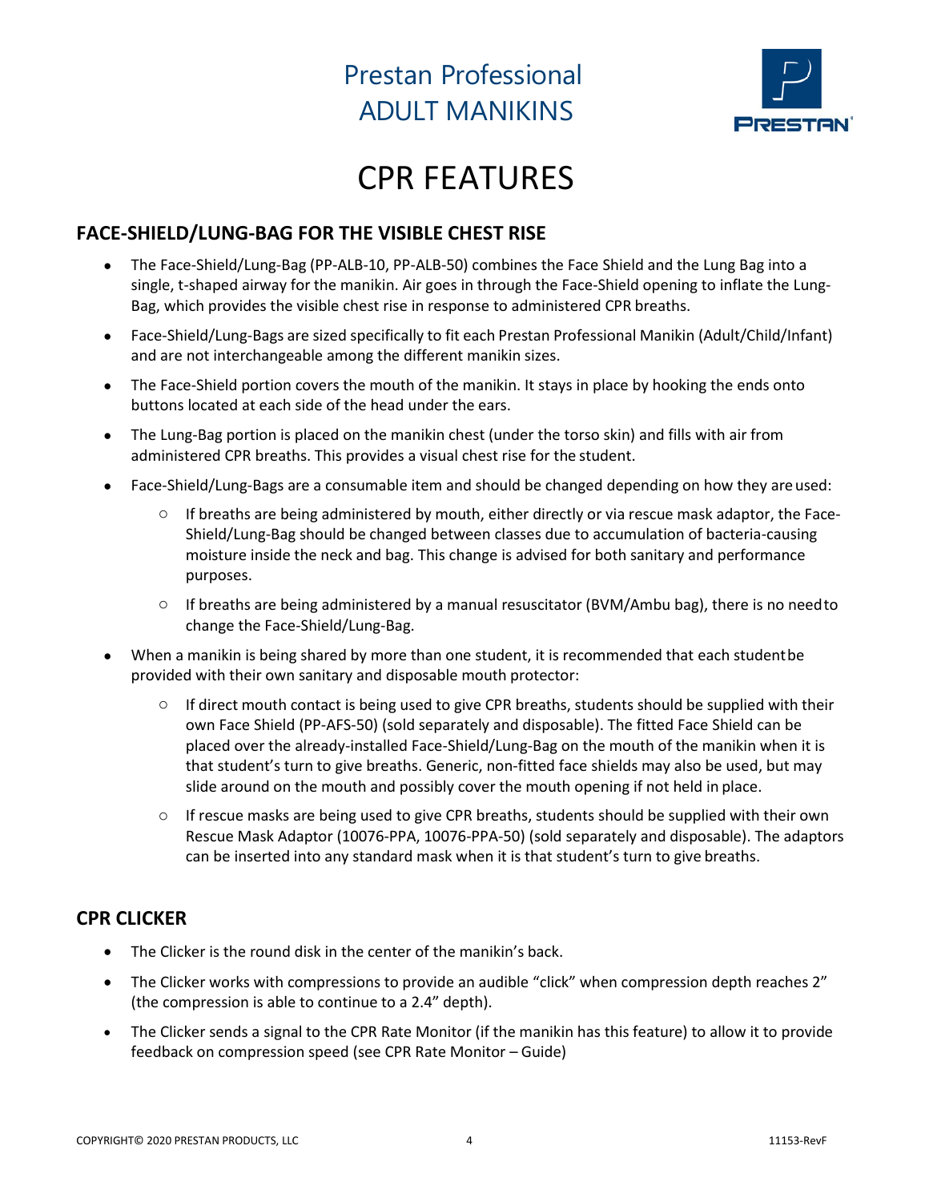# Prestan Professional ADULT MANIKINS

# CPR FEATURES

## FACE-SHIELD/LUNG-BAG FOR THE VISIBLE CHEST RISE

- The Face-Shield/Lung-Bag (PP-ALB-10, PP-ALB-50) combines the Face Shield and the Lung Bag into a single, t-shaped airway for the manikin. Air goes in through the Face-Shield opening to inflate the Lung-Bag, which provides the visible chest rise in response to administered CPR breaths.
- Face-Shield/Lung-Bags are sized specifically to fit each Prestan Professional Manikin (Adult/Child/Infant) and are not interchangeable among the different manikin sizes.
- The Face-Shield portion covers the mouth of the manikin. It stays in place by hooking the ends onto buttons located at each side of the head under the ears.
- The Lung-Bag portion is placed on the manikin chest (under the torso skin) and fills with air from administered CPR breaths. This provides a visual chest rise for the student.
- Face-Shield/Lung-Bags are a consumable item and should be changed depending on how they are used:
  - If breaths are being administered by mouth, either directly or via rescue mask adaptor, the Face-Shield/Lung-Bag should be changed between classes due to accumulation of bacteria-causing moisture inside the neck and bag. This change is advised for both sanitary and performance purposes.
  - If breaths are being administered by a manual resuscitator (BVM/Ambu bag), there is no need to change the Face-Shield/Lung-Bag.
- When a manikin is being shared by more than one student, it is recommended that each student be provided with their own sanitary and disposable mouth protector:
  - If direct mouth contact is being used to give CPR breaths, students should be supplied with their own Face Shield (PP-AFS-50) (sold separately and disposable). The fitted Face Shield can be placed over the already-installed Face-Shield/Lung-Bag on the mouth of the manikin when it is that student's turn to give breaths. Generic, non-fitted face shields may also be used, but may slide around on the mouth and possibly cover the mouth opening if not held in place.
  - If rescue masks are being used to give CPR breaths, students should be supplied with their own Rescue Mask Adaptor (10076-PPA, 10076-PPA-50) (sold separately and disposable). The adaptors can be inserted into any standard mask when it is that student's turn to give breaths.

## CPR CLICKER

- The Clicker is the round disk in the center of the manikin's back.
- The Clicker works with compressions to provide an audible "click" when compression depth reaches 2" (the compression is able to continue to a 2.4" depth).
- The Clicker sends a signal to the CPR Rate Monitor (if the manikin has this feature) to allow it to provide feedback on compression speed (see CPR Rate Monitor – Guide)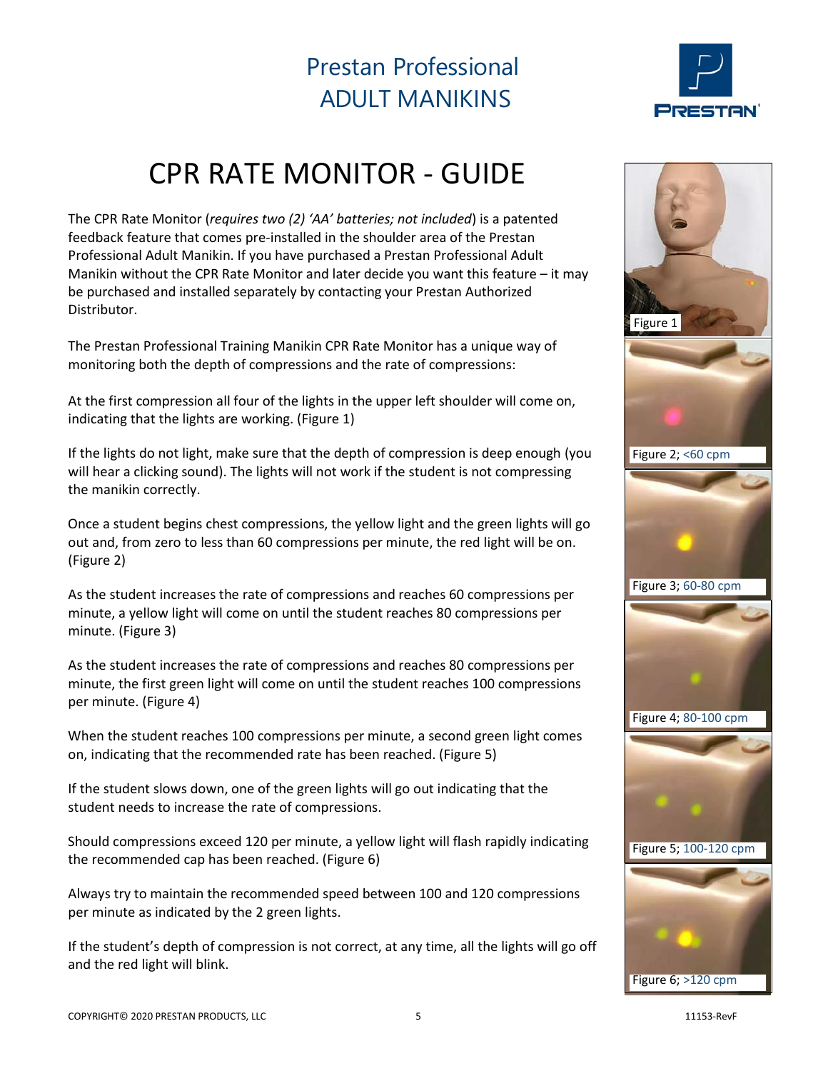Prestan Professional
ADULT MANIKINS

# CPR RATE MONITOR - GUIDE

The CPR Rate Monitor (*requires two (2) 'AA' batteries; not included*) is a patented feedback feature that comes pre-installed in the shoulder area of the Prestan Professional Adult Manikin. If you have purchased a Prestan Professional Adult Manikin without the CPR Rate Monitor and later decide you want this feature – it may be purchased and installed separately by contacting your Prestan Authorized Distributor.

The Prestan Professional Training Manikin CPR Rate Monitor has a unique way of monitoring both the depth of compressions and the rate of compressions:

At the first compression all four of the lights in the upper left shoulder will come on, indicating that the lights are working. (Figure 1)

If the lights do not light, make sure that the depth of compression is deep enough (you will hear a clicking sound). The lights will not work if the student is not compressing the manikin correctly.

Once a student begins chest compressions, the yellow light and the green lights will go out and, from zero to less than 60 compressions per minute, the red light will be on. (Figure 2)

As the student increases the rate of compressions and reaches 60 compressions per minute, a yellow light will come on until the student reaches 80 compressions per minute. (Figure 3)

As the student increases the rate of compressions and reaches 80 compressions per minute, the first green light will come on until the student reaches 100 compressions per minute. (Figure 4)

When the student reaches 100 compressions per minute, a second green light comes on, indicating that the recommended rate has been reached. (Figure 5)

If the student slows down, one of the green lights will go out indicating that the student needs to increase the rate of compressions.

Should compressions exceed 120 per minute, a yellow light will flash rapidly indicating the recommended cap has been reached. (Figure 6)

Always try to maintain the recommended speed between 100 and 120 compressions per minute as indicated by the 2 green lights.

If the student's depth of compression is not correct, at any time, all the lights will go off and the red light will blink.

Figure 1

Figure 2; <60 cpm

Figure 3; 60-80 cpm

Figure 4; 80-100 cpm

Figure 5; 100-120 cpm

Figure 6; >120 cpm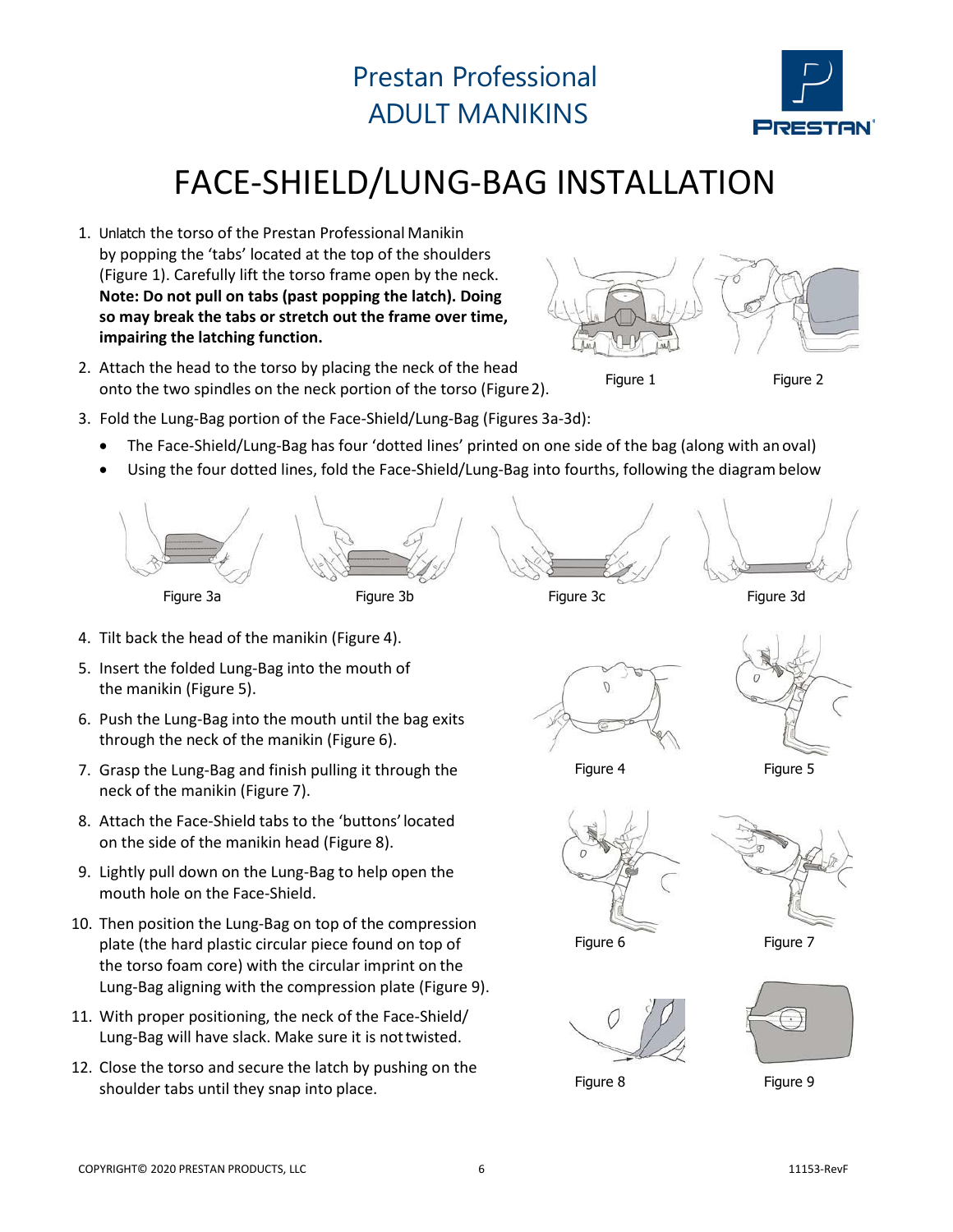Prestan Professional
ADULT MANIKINS

# FACE-SHIELD/LUNG-BAG INSTALLATION

1. Unlatch the torso of the Prestan Professional Manikin by popping the 'tabs' located at the top of the shoulders (Figure 1). Carefully lift the torso frame open by the neck. **Note: Do not pull on tabs (past popping the latch). Doing so may break the tabs or stretch out the frame over time, impairing the latching function.**
2. Attach the head to the torso by placing the neck of the head onto the two spindles on the neck portion of the torso (Figure 2).

Figure 1

Figure 2

3. Fold the Lung-Bag portion of the Face-Shield/Lung-Bag (Figures 3a-3d):
   - The Face-Shield/Lung-Bag has four 'dotted lines' printed on one side of the bag (along with an oval)
   - Using the four dotted lines, fold the Face-Shield/Lung-Bag into fourths, following the diagram below

Figure 3a

Figure 3b

Figure 3c

Figure 3d

4. Tilt back the head of the manikin (Figure 4).
5. Insert the folded Lung-Bag into the mouth of the manikin (Figure 5).
6. Push the Lung-Bag into the mouth until the bag exits through the neck of the manikin (Figure 6).
7. Grasp the Lung-Bag and finish pulling it through the neck of the manikin (Figure 7).
8. Attach the Face-Shield tabs to the 'buttons' located on the side of the manikin head (Figure 8).
9. Lightly pull down on the Lung-Bag to help open the mouth hole on the Face-Shield.
10. Then position the Lung-Bag on top of the compression plate (the hard plastic circular piece found on top of the torso foam core) with the circular imprint on the Lung-Bag aligning with the compression plate (Figure 9).
11. With proper positioning, the neck of the Face-Shield/ Lung-Bag will have slack. Make sure it is not twisted.
12. Close the torso and secure the latch by pushing on the shoulder tabs until they snap into place.

Figure 4

Figure 5

Figure 6

Figure 7

Figure 8

Figure 9

COPYRIGHT© 2020 PRESTAN PRODUCTS, LLC

11153-RevF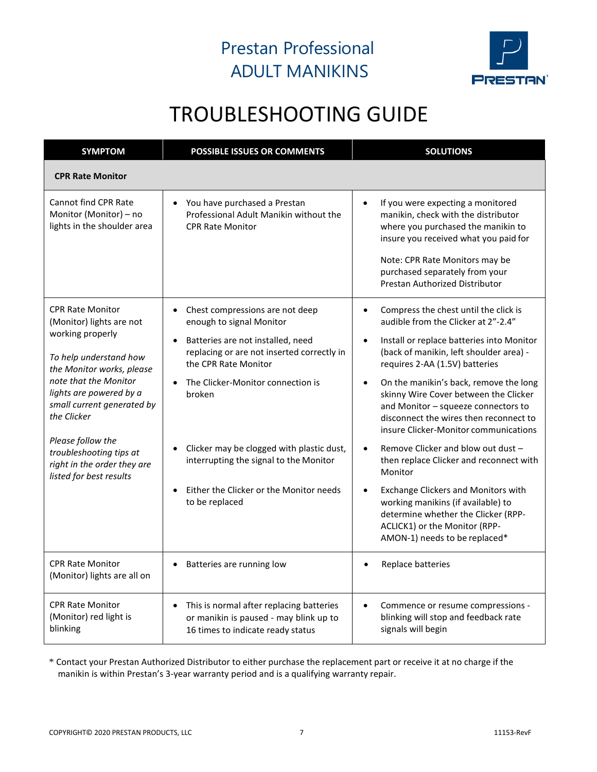# Prestan Professional ADULT MANIKINS

# TROUBLESHOOTING GUIDE

| SYMPTOM | POSSIBLE ISSUES OR COMMENTS | SOLUTIONS |
|---|---|---|
| **CPR Rate Monitor** | | |
| Cannot find CPR Rate Monitor (Monitor) – no lights in the shoulder area | • You have purchased a Prestan Professional Adult Manikin without the CPR Rate Monitor | • If you were expecting a monitored manikin, check with the distributor where you purchased the manikin to insure you received what you paid for<br><br>Note: CPR Rate Monitors may be purchased separately from your Prestan Authorized Distributor |
| CPR Rate Monitor (Monitor) lights are not working properly<br><br>*To help understand how the Monitor works, please note that the Monitor lights are powered by a small current generated by the Clicker*<br><br>*Please follow the troubleshooting tips at right in the order they are listed for best results* | • Chest compressions are not deep enough to signal Monitor<br>• Batteries are not installed, need replacing or are not inserted correctly in the CPR Rate Monitor<br>• The Clicker-Monitor connection is broken<br>• Clicker may be clogged with plastic dust, interrupting the signal to the Monitor<br>• Either the Clicker or the Monitor needs to be replaced | • Compress the chest until the click is audible from the Clicker at 2”-2.4”<br>• Install or replace batteries into Monitor (back of manikin, left shoulder area) - requires 2-AA (1.5V) batteries<br>• On the manikin’s back, remove the long skinny Wire Cover between the Clicker and Monitor – squeeze connectors to disconnect the wires then reconnect to insure Clicker-Monitor communications<br>• Remove Clicker and blow out dust – then replace Clicker and reconnect with Monitor<br>• Exchange Clickers and Monitors with working manikins (if available) to determine whether the Clicker (RPP-ACLICK1) or the Monitor (RPP-AMON-1) needs to be replaced* |
| CPR Rate Monitor (Monitor) lights are all on | • Batteries are running low | • Replace batteries |
| CPR Rate Monitor (Monitor) red light is blinking | • This is normal after replacing batteries or manikin is paused - may blink up to 16 times to indicate ready status | • Commence or resume compressions - blinking will stop and feedback rate signals will begin |

* Contact your Prestan Authorized Distributor to either purchase the replacement part or receive it at no charge if the manikin is within Prestan’s 3-year warranty period and is a qualifying warranty repair.

COPYRIGHT© 2020 PRESTAN PRODUCTS, LLC 11153-RevF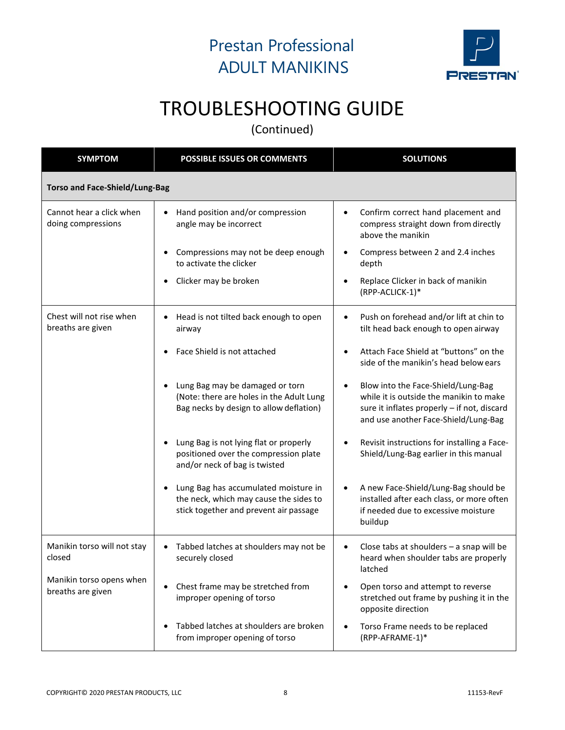# Prestan Professional ADULT MANIKINS

# TROUBLESHOOTING GUIDE

(Continued)

| SYMPTOM | POSSIBLE ISSUES OR COMMENTS | SOLUTIONS |
|---|---|---|
| **Torso and Face-Shield/Lung-Bag** | | |
| Cannot hear a click when doing compressions | • Hand position and/or compression angle may be incorrect<br>• Compressions may not be deep enough to activate the clicker<br>• Clicker may be broken | • Confirm correct hand placement and compress straight down from directly above the manikin<br>• Compress between 2 and 2.4 inches depth<br>• Replace Clicker in back of manikin (RPP-ACLICK-1)* |
| Chest will not rise when breaths are given | • Head is not tilted back enough to open airway<br>• Face Shield is not attached<br>• Lung Bag may be damaged or torn (Note: there are holes in the Adult Lung Bag necks by design to allow deflation)<br>• Lung Bag is not lying flat or properly positioned over the compression plate and/or neck of bag is twisted<br>• Lung Bag has accumulated moisture in the neck, which may cause the sides to stick together and prevent air passage | • Push on forehead and/or lift at chin to tilt head back enough to open airway<br>• Attach Face Shield at "buttons" on the side of the manikin's head below ears<br>• Blow into the Face-Shield/Lung-Bag while it is outside the manikin to make sure it inflates properly – if not, discard and use another Face-Shield/Lung-Bag<br>• Revisit instructions for installing a Face-Shield/Lung-Bag earlier in this manual<br>• A new Face-Shield/Lung-Bag should be installed after each class, or more often if needed due to excessive moisture buildup |
| Manikin torso will not stay closed<br><br>Manikin torso opens when breaths are given | • Tabbed latches at shoulders may not be securely closed<br>• Chest frame may be stretched from improper opening of torso<br>• Tabbed latches at shoulders are broken from improper opening of torso | • Close tabs at shoulders – a snap will be heard when shoulder tabs are properly latched<br>• Open torso and attempt to reverse stretched out frame by pushing it in the opposite direction<br>• Torso Frame needs to be replaced (RPP-AFRAME-1)* |

COPYRIGHT© 2020 PRESTAN PRODUCTS, LLC

11153-RevF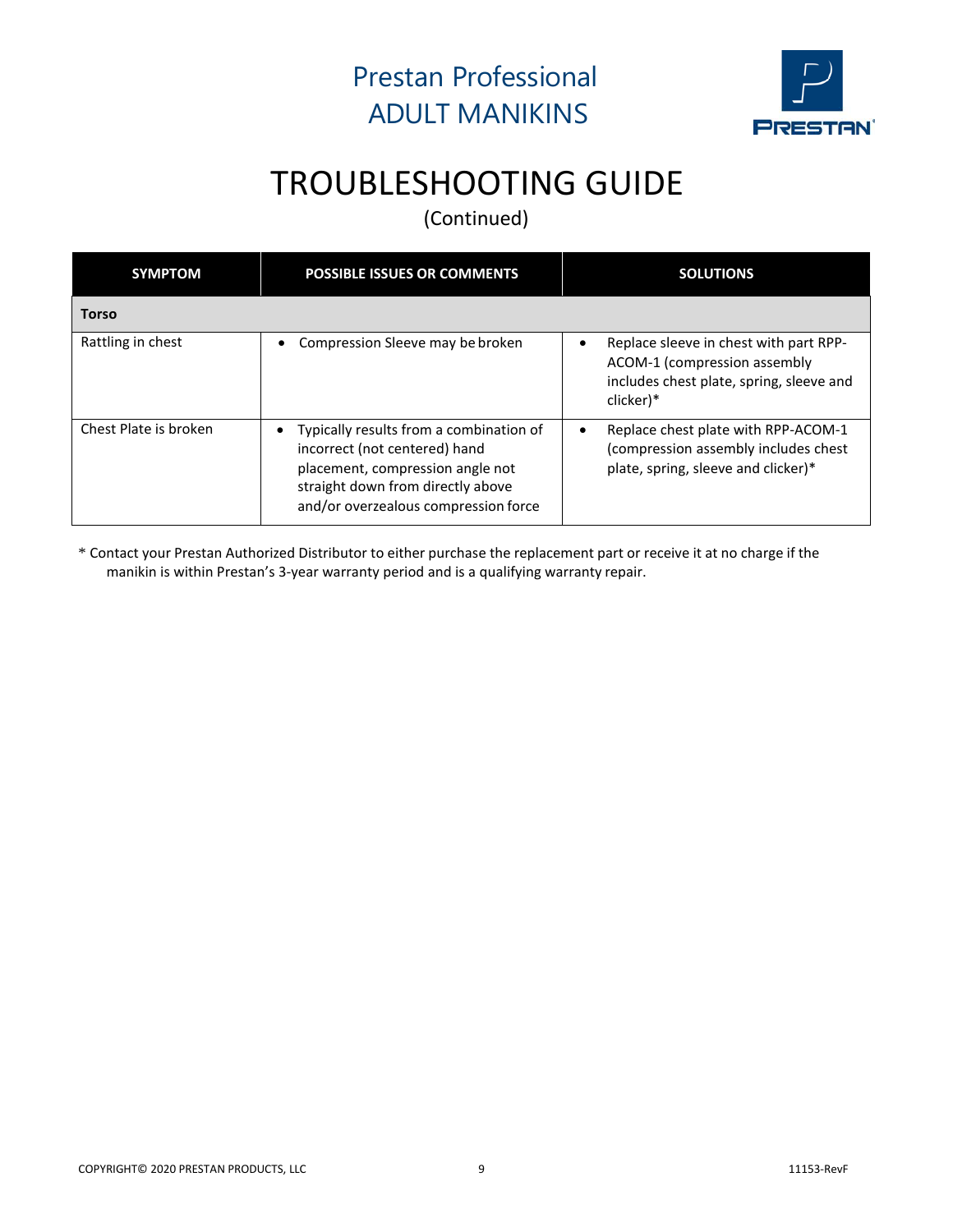# Prestan Professional ADULT MANIKINS

# TROUBLESHOOTING GUIDE

(Continued)

| SYMPTOM | POSSIBLE ISSUES OR COMMENTS | SOLUTIONS |
|---|---|---|
| **Torso** | | |
| Rattling in chest | • Compression Sleeve may be broken | • Replace sleeve in chest with part RPP-ACOM-1 (compression assembly includes chest plate, spring, sleeve and clicker)* |
| Chest Plate is broken | • Typically results from a combination of incorrect (not centered) hand placement, compression angle not straight down from directly above and/or overzealous compression force | • Replace chest plate with RPP-ACOM-1 (compression assembly includes chest plate, spring, sleeve and clicker)* |

* Contact your Prestan Authorized Distributor to either purchase the replacement part or receive it at no charge if the manikin is within Prestan's 3-year warranty period and is a qualifying warranty repair.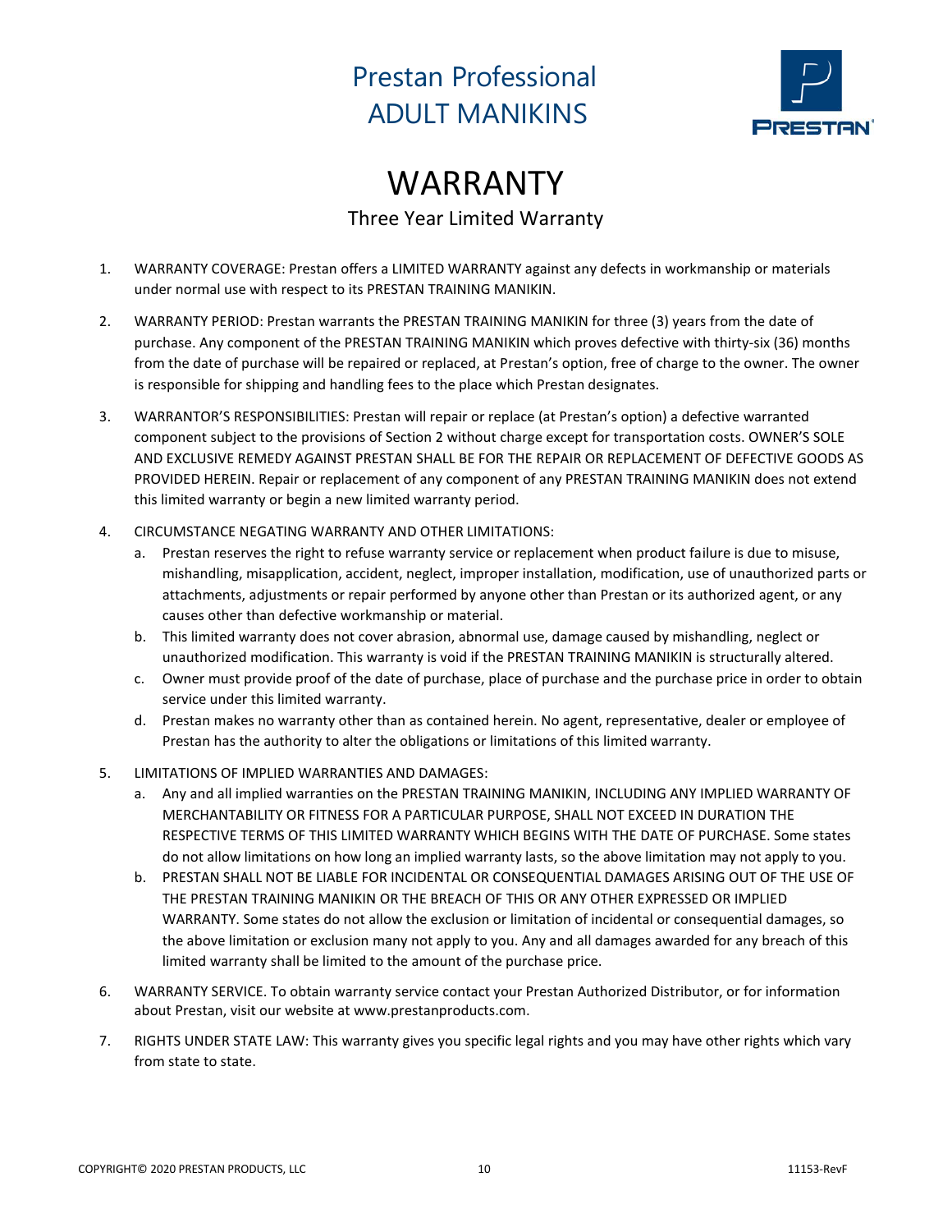# Prestan Professional ADULT MANIKINS

PRESTAN®

# WARRANTY

## Three Year Limited Warranty

1. WARRANTY COVERAGE: Prestan offers a LIMITED WARRANTY against any defects in workmanship or materials under normal use with respect to its PRESTAN TRAINING MANIKIN.

2. WARRANTY PERIOD: Prestan warrants the PRESTAN TRAINING MANIKIN for three (3) years from the date of purchase. Any component of the PRESTAN TRAINING MANIKIN which proves defective with thirty-six (36) months from the date of purchase will be repaired or replaced, at Prestan's option, free of charge to the owner. The owner is responsible for shipping and handling fees to the place which Prestan designates.

3. WARRANTOR'S RESPONSIBILITIES: Prestan will repair or replace (at Prestan's option) a defective warranted component subject to the provisions of Section 2 without charge except for transportation costs. OWNER'S SOLE AND EXCLUSIVE REMEDY AGAINST PRESTAN SHALL BE FOR THE REPAIR OR REPLACEMENT OF DEFECTIVE GOODS AS PROVIDED HEREIN. Repair or replacement of any component of any PRESTAN TRAINING MANIKIN does not extend this limited warranty or begin a new limited warranty period.

4. CIRCUMSTANCE NEGATING WARRANTY AND OTHER LIMITATIONS:
   a. Prestan reserves the right to refuse warranty service or replacement when product failure is due to misuse, mishandling, misapplication, accident, neglect, improper installation, modification, use of unauthorized parts or attachments, adjustments or repair performed by anyone other than Prestan or its authorized agent, or any causes other than defective workmanship or material.
   b. This limited warranty does not cover abrasion, abnormal use, damage caused by mishandling, neglect or unauthorized modification. This warranty is void if the PRESTAN TRAINING MANIKIN is structurally altered.
   c. Owner must provide proof of the date of purchase, place of purchase and the purchase price in order to obtain service under this limited warranty.
   d. Prestan makes no warranty other than as contained herein. No agent, representative, dealer or employee of Prestan has the authority to alter the obligations or limitations of this limited warranty.

5. LIMITATIONS OF IMPLIED WARRANTIES AND DAMAGES:
   a. Any and all implied warranties on the PRESTAN TRAINING MANIKIN, INCLUDING ANY IMPLIED WARRANTY OF MERCHANTABILITY OR FITNESS FOR A PARTICULAR PURPOSE, SHALL NOT EXCEED IN DURATION THE RESPECTIVE TERMS OF THIS LIMITED WARRANTY WHICH BEGINS WITH THE DATE OF PURCHASE. Some states do not allow limitations on how long an implied warranty lasts, so the above limitation may not apply to you.
   b. PRESTAN SHALL NOT BE LIABLE FOR INCIDENTAL OR CONSEQUENTIAL DAMAGES ARISING OUT OF THE USE OF THE PRESTAN TRAINING MANIKIN OR THE BREACH OF THIS OR ANY OTHER EXPRESSED OR IMPLIED WARRANTY. Some states do not allow the exclusion or limitation of incidental or consequential damages, so the above limitation or exclusion many not apply to you. Any and all damages awarded for any breach of this limited warranty shall be limited to the amount of the purchase price.

6. WARRANTY SERVICE. To obtain warranty service contact your Prestan Authorized Distributor, or for information about Prestan, visit our website at www.prestanproducts.com.

7. RIGHTS UNDER STATE LAW: This warranty gives you specific legal rights and you may have other rights which vary from state to state.

COPYRIGHT© 2020 PRESTAN PRODUCTS, LLC 11153-RevF